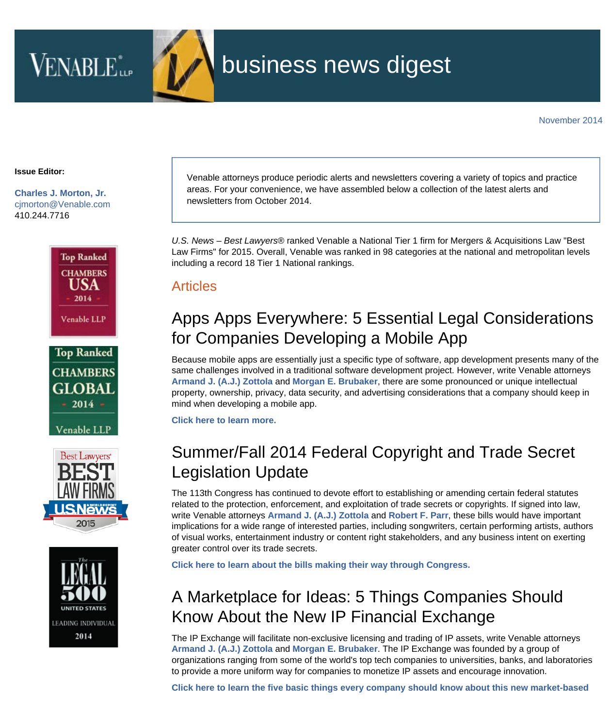# VENABLE LLP business news digest

November 2014

**Issue Editor:**

**Charles J. Morton, Jr.**
cjmorton@Venable.com
410.244.7716

Top Ranked CHAMBERS USA 2014 Venable LLP

Top Ranked CHAMBERS GLOBAL 2014 Venable LLP

Best Lawyers BEST LAW FIRMS U.S.News 2015

The LEGAL 500 UNITED STATES LEADING INDIVIDUAL 2014

Venable attorneys produce periodic alerts and newsletters covering a variety of topics and practice areas. For your convenience, we have assembled below a collection of the latest alerts and newsletters from October 2014.

*U.S. News – Best Lawyers*® ranked Venable a National Tier 1 firm for Mergers & Acquisitions Law "Best Law Firms" for 2015. Overall, Venable was ranked in 98 categories at the national and metropolitan levels including a record 18 Tier 1 National rankings.

## Articles

### Apps Apps Everywhere: 5 Essential Legal Considerations for Companies Developing a Mobile App

Because mobile apps are essentially just a specific type of software, app development presents many of the same challenges involved in a traditional software development project. However, write Venable attorneys **Armand J. (A.J.) Zottola** and **Morgan E. Brubaker**, there are some pronounced or unique intellectual property, ownership, privacy, data security, and advertising considerations that a company should keep in mind when developing a mobile app.

**Click here to learn more.**

### Summer/Fall 2014 Federal Copyright and Trade Secret Legislation Update

The 113th Congress has continued to devote effort to establishing or amending certain federal statutes related to the protection, enforcement, and exploitation of trade secrets or copyrights. If signed into law, write Venable attorneys **Armand J. (A.J.) Zottola** and **Robert F. Parr**, these bills would have important implications for a wide range of interested parties, including songwriters, certain performing artists, authors of visual works, entertainment industry or content right stakeholders, and any business intent on exerting greater control over its trade secrets.

**Click here to learn about the bills making their way through Congress.**

### A Marketplace for Ideas: 5 Things Companies Should Know About the New IP Financial Exchange

The IP Exchange will facilitate non-exclusive licensing and trading of IP assets, write Venable attorneys **Armand J. (A.J.) Zottola** and **Morgan E. Brubaker**. The IP Exchange was founded by a group of organizations ranging from some of the world's top tech companies to universities, banks, and laboratories to provide a more uniform way for companies to monetize IP assets and encourage innovation.

**Click here to learn the five basic things every company should know about this new market-based**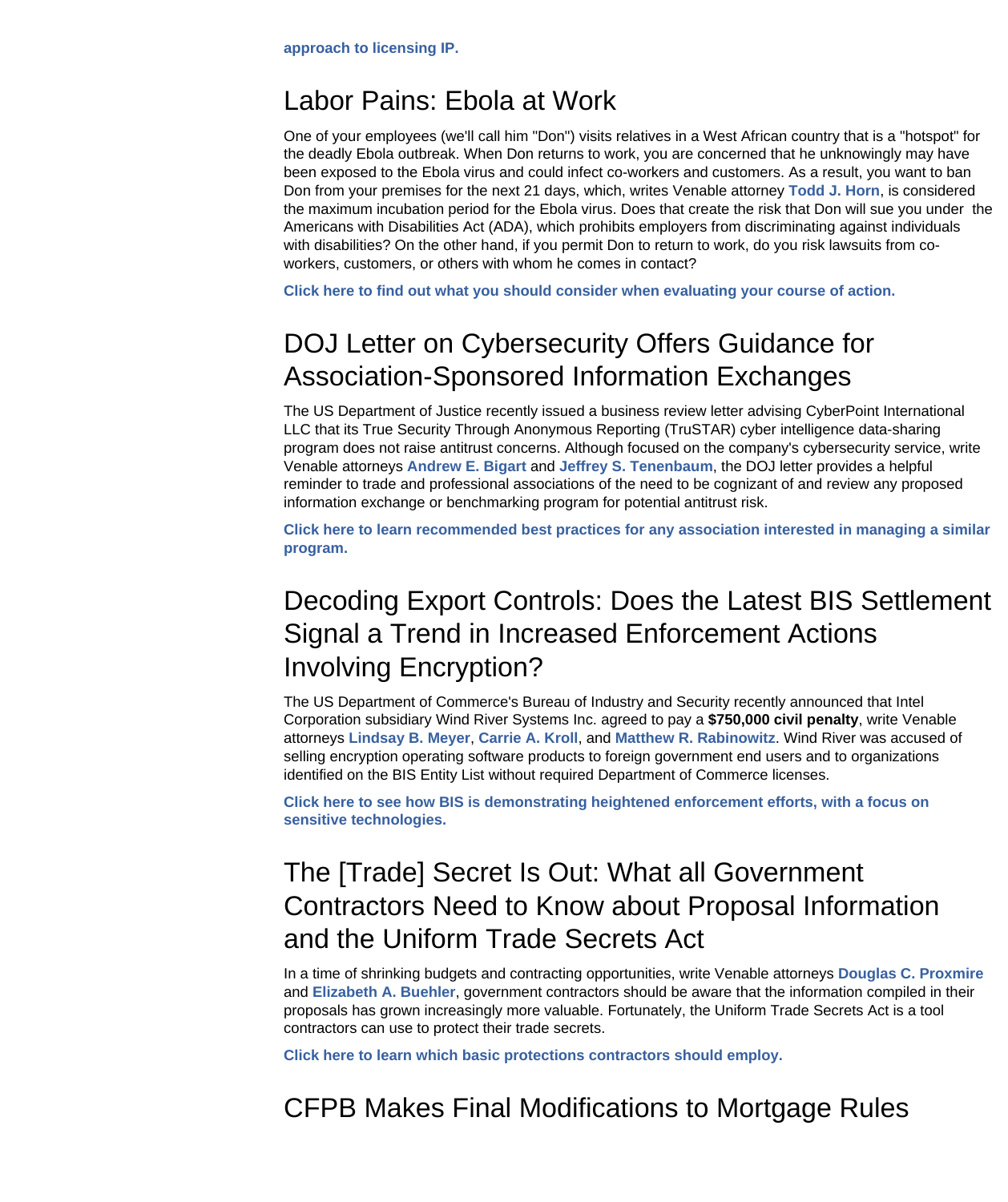**approach to licensing IP.**

## Labor Pains: Ebola at Work

One of your employees (we'll call him "Don") visits relatives in a West African country that is a "hotspot" for the deadly Ebola outbreak. When Don returns to work, you are concerned that he unknowingly may have been exposed to the Ebola virus and could infect co-workers and customers. As a result, you want to ban Don from your premises for the next 21 days, which, writes Venable attorney **Todd J. Horn**, is considered the maximum incubation period for the Ebola virus. Does that create the risk that Don will sue you under the Americans with Disabilities Act (ADA), which prohibits employers from discriminating against individuals with disabilities? On the other hand, if you permit Don to return to work, do you risk lawsuits from co-workers, customers, or others with whom he comes in contact?

**Click here to find out what you should consider when evaluating your course of action.**

## DOJ Letter on Cybersecurity Offers Guidance for Association-Sponsored Information Exchanges

The US Department of Justice recently issued a business review letter advising CyberPoint International LLC that its True Security Through Anonymous Reporting (TruSTAR) cyber intelligence data-sharing program does not raise antitrust concerns. Although focused on the company's cybersecurity service, write Venable attorneys **Andrew E. Bigart** and **Jeffrey S. Tenenbaum**, the DOJ letter provides a helpful reminder to trade and professional associations of the need to be cognizant of and review any proposed information exchange or benchmarking program for potential antitrust risk.

**Click here to learn recommended best practices for any association interested in managing a similar program.**

## Decoding Export Controls: Does the Latest BIS Settlement Signal a Trend in Increased Enforcement Actions Involving Encryption?

The US Department of Commerce's Bureau of Industry and Security recently announced that Intel Corporation subsidiary Wind River Systems Inc. agreed to pay a **$750,000 civil penalty**, write Venable attorneys **Lindsay B. Meyer**, **Carrie A. Kroll**, and **Matthew R. Rabinowitz**. Wind River was accused of selling encryption operating software products to foreign government end users and to organizations identified on the BIS Entity List without required Department of Commerce licenses.

**Click here to see how BIS is demonstrating heightened enforcement efforts, with a focus on sensitive technologies.**

## The [Trade] Secret Is Out: What all Government Contractors Need to Know about Proposal Information and the Uniform Trade Secrets Act

In a time of shrinking budgets and contracting opportunities, write Venable attorneys **Douglas C. Proxmire** and **Elizabeth A. Buehler**, government contractors should be aware that the information compiled in their proposals has grown increasingly more valuable. Fortunately, the Uniform Trade Secrets Act is a tool contractors can use to protect their trade secrets.

**Click here to learn which basic protections contractors should employ.**

## CFPB Makes Final Modifications to Mortgage Rules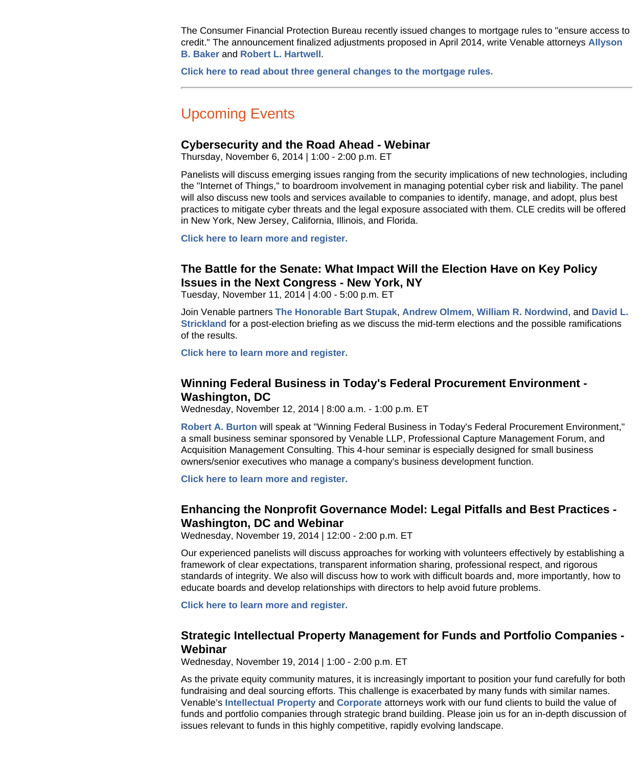The Consumer Financial Protection Bureau recently issued changes to mortgage rules to "ensure access to credit." The announcement finalized adjustments proposed in April 2014, write Venable attorneys **Allyson B. Baker** and **Robert L. Hartwell**.

**Click here to read about three general changes to the mortgage rules.**

---

## Upcoming Events

### Cybersecurity and the Road Ahead - Webinar

Thursday, November 6, 2014 | 1:00 - 2:00 p.m. ET

Panelists will discuss emerging issues ranging from the security implications of new technologies, including the "Internet of Things," to boardroom involvement in managing potential cyber risk and liability. The panel will also discuss new tools and services available to companies to identify, manage, and adopt, plus best practices to mitigate cyber threats and the legal exposure associated with them. CLE credits will be offered in New York, New Jersey, California, Illinois, and Florida.

**Click here to learn more and register.**

### The Battle for the Senate: What Impact Will the Election Have on Key Policy Issues in the Next Congress - New York, NY

Tuesday, November 11, 2014 | 4:00 - 5:00 p.m. ET

Join Venable partners **The Honorable Bart Stupak**, **Andrew Olmem**, **William R. Nordwind**, and **David L. Strickland** for a post-election briefing as we discuss the mid-term elections and the possible ramifications of the results.

**Click here to learn more and register.**

### Winning Federal Business in Today's Federal Procurement Environment - Washington, DC

Wednesday, November 12, 2014 | 8:00 a.m. - 1:00 p.m. ET

**Robert A. Burton** will speak at "Winning Federal Business in Today's Federal Procurement Environment," a small business seminar sponsored by Venable LLP, Professional Capture Management Forum, and Acquisition Management Consulting. This 4-hour seminar is especially designed for small business owners/senior executives who manage a company's business development function.

**Click here to learn more and register.**

### Enhancing the Nonprofit Governance Model: Legal Pitfalls and Best Practices - Washington, DC and Webinar

Wednesday, November 19, 2014 | 12:00 - 2:00 p.m. ET

Our experienced panelists will discuss approaches for working with volunteers effectively by establishing a framework of clear expectations, transparent information sharing, professional respect, and rigorous standards of integrity. We also will discuss how to work with difficult boards and, more importantly, how to educate boards and develop relationships with directors to help avoid future problems.

**Click here to learn more and register.**

### Strategic Intellectual Property Management for Funds and Portfolio Companies - Webinar

Wednesday, November 19, 2014 | 1:00 - 2:00 p.m. ET

As the private equity community matures, it is increasingly important to position your fund carefully for both fundraising and deal sourcing efforts. This challenge is exacerbated by many funds with similar names. Venable's **Intellectual Property** and **Corporate** attorneys work with our fund clients to build the value of funds and portfolio companies through strategic brand building. Please join us for an in-depth discussion of issues relevant to funds in this highly competitive, rapidly evolving landscape.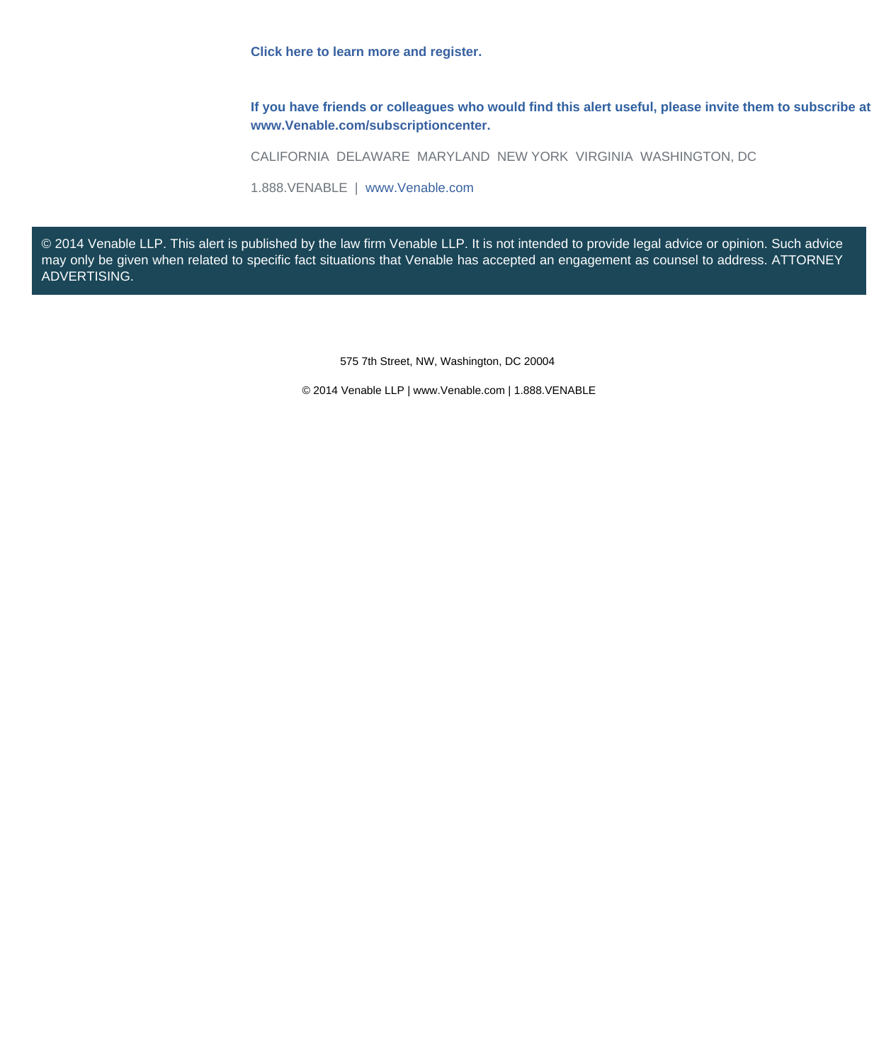**Click here to learn more and register.**

**If you have friends or colleagues who would find this alert useful, please invite them to subscribe at www.Venable.com/subscriptioncenter.**

CALIFORNIA  DELAWARE  MARYLAND  NEW YORK  VIRGINIA  WASHINGTON, DC

1.888.VENABLE | www.Venable.com

© 2014 Venable LLP. This alert is published by the law firm Venable LLP. It is not intended to provide legal advice or opinion. Such advice may only be given when related to specific fact situations that Venable has accepted an engagement as counsel to address. ATTORNEY ADVERTISING.

575 7th Street, NW, Washington, DC 20004

© 2014 Venable LLP | www.Venable.com | 1.888.VENABLE